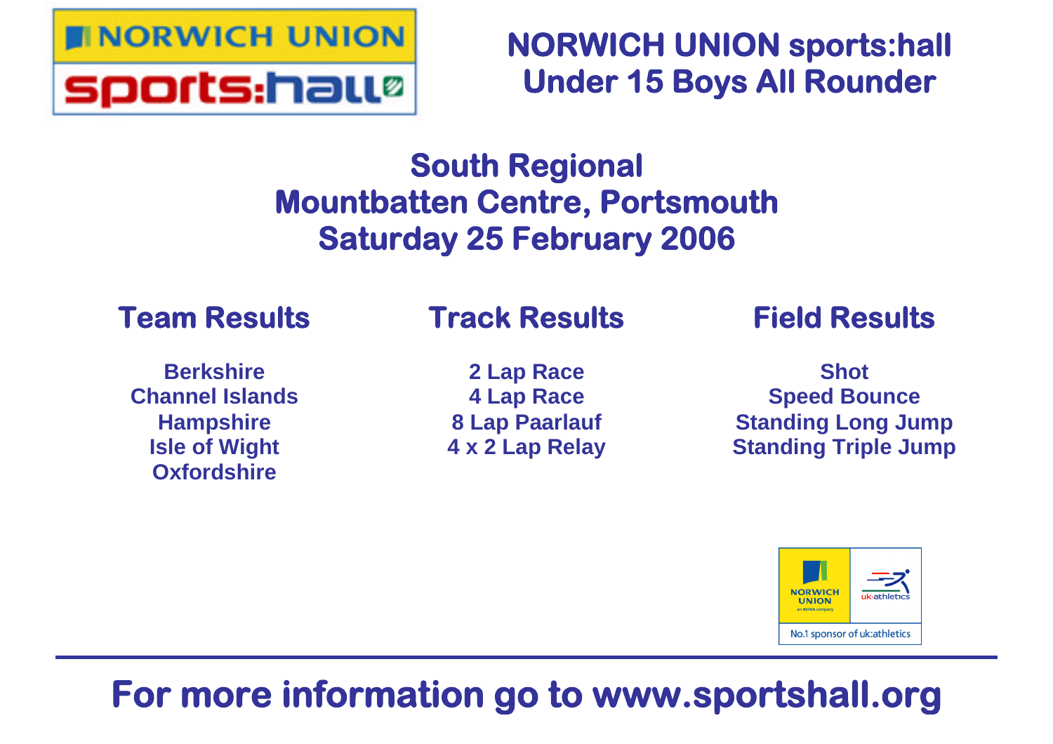# NORWICH UNION sports:hall
# Under 15 Boys All Rounder

## South Regional
## Mountbatten Centre, Portsmouth
## Saturday 25 February 2006

### Team Results

Berkshire
Channel Islands
Hampshire
Isle of Wight
Oxfordshire

### Track Results

2 Lap Race
4 Lap Race
8 Lap Paarlauf
4 x 2 Lap Relay

### Field Results

Shot
Speed Bounce
Standing Long Jump
Standing Triple Jump

NORWICH UNION an AVIVA company | uk:athletics

No.1 sponsor of uk:athletics

---

**For more information go to www.sportshall.org**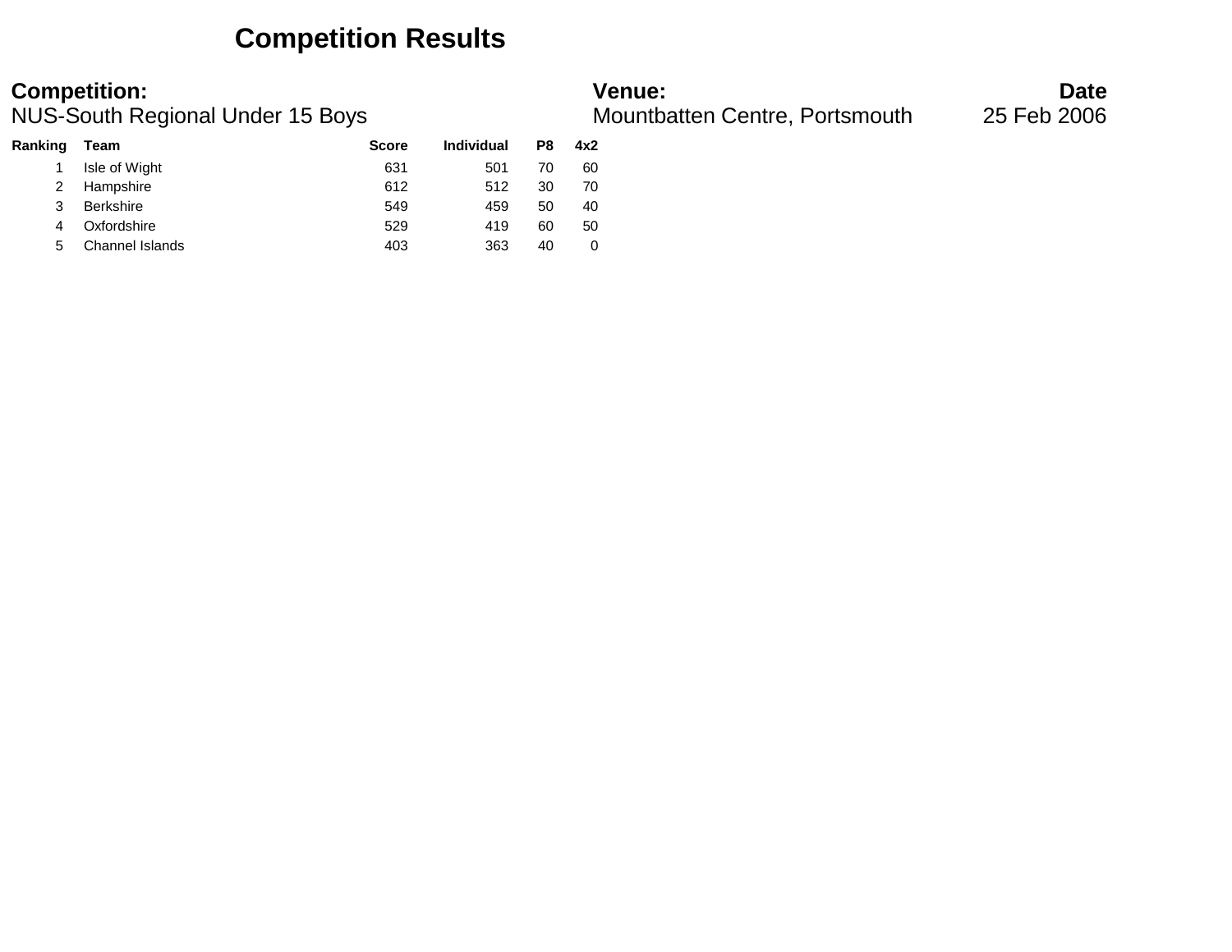# Competition Results

**Competition:**
NUS-South Regional Under 15 Boys

**Venue:**
Mountbatten Centre, Portsmouth

**Date**
25 Feb 2006

| Ranking | Team | Score | Individual | P8 | 4x2 |
|---|---|---|---|---|---|
| 1 | Isle of Wight | 631 | 501 | 70 | 60 |
| 2 | Hampshire | 612 | 512 | 30 | 70 |
| 3 | Berkshire | 549 | 459 | 50 | 40 |
| 4 | Oxfordshire | 529 | 419 | 60 | 50 |
| 5 | Channel Islands | 403 | 363 | 40 | 0 |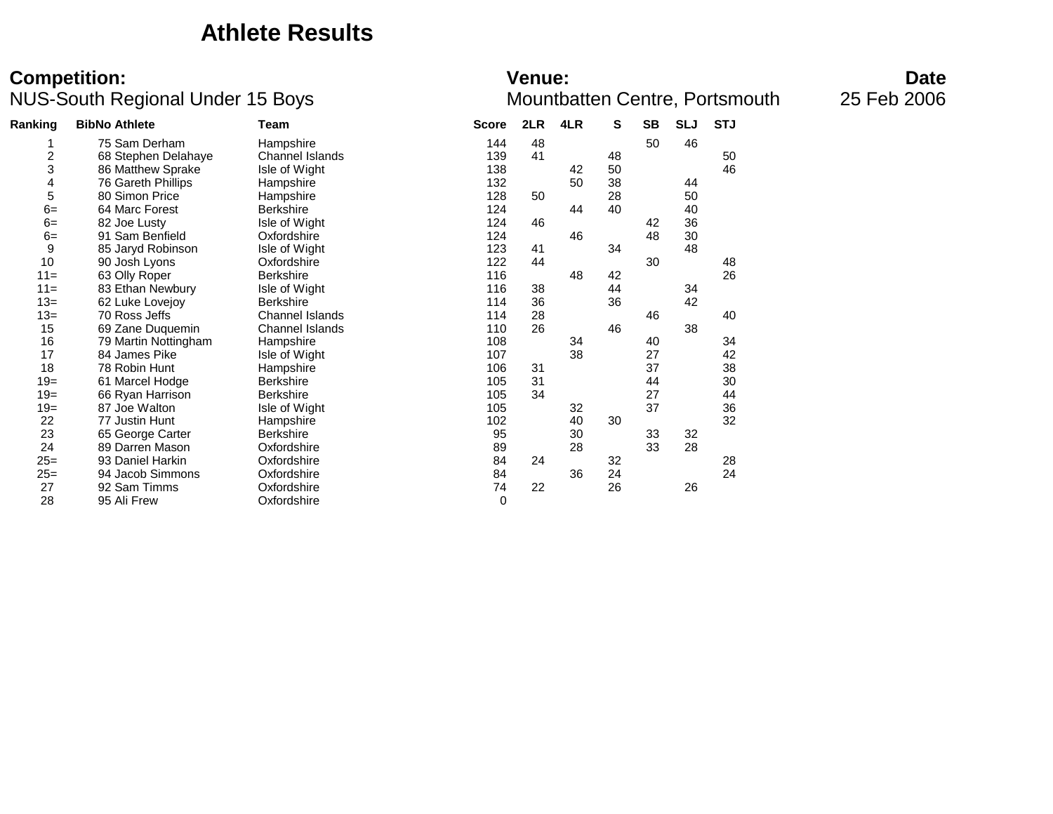# Athlete Results

**Competition:**
NUS-South Regional Under 15 Boys

**Venue:**
Mountbatten Centre, Portsmouth

**Date**
25 Feb 2006

| Ranking | BibNo | Athlete | Team | Score | 2LR | 4LR | S | SB | SLJ | STJ |
|---|---|---|---|---|---|---|---|---|---|---|
| 1 | 75 | Sam Derham | Hampshire | 144 | 48 | | | 50 | 46 | |
| 2 | 68 | Stephen Delahaye | Channel Islands | 139 | 41 | | 48 | | | 50 |
| 3 | 86 | Matthew Sprake | Isle of Wight | 138 | | 42 | 50 | | | 46 |
| 4 | 76 | Gareth Phillips | Hampshire | 132 | | 50 | 38 | | 44 | |
| 5 | 80 | Simon Price | Hampshire | 128 | 50 | | 28 | | 50 | |
| 6= | 64 | Marc Forest | Berkshire | 124 | | 44 | 40 | | 40 | |
| 6= | 82 | Joe Lusty | Isle of Wight | 124 | 46 | | | 42 | 36 | |
| 6= | 91 | Sam Benfield | Oxfordshire | 124 | | 46 | | 48 | 30 | |
| 9 | 85 | Jaryd Robinson | Isle of Wight | 123 | 41 | | 34 | | 48 | |
| 10 | 90 | Josh Lyons | Oxfordshire | 122 | 44 | | | 30 | | 48 |
| 11= | 63 | Olly Roper | Berkshire | 116 | | 48 | 42 | | | 26 |
| 11= | 83 | Ethan Newbury | Isle of Wight | 116 | 38 | | 44 | | 34 | |
| 13= | 62 | Luke Lovejoy | Berkshire | 114 | 36 | | 36 | | 42 | |
| 13= | 70 | Ross Jeffs | Channel Islands | 114 | 28 | | | 46 | | 40 |
| 15 | 69 | Zane Duquemin | Channel Islands | 110 | 26 | | 46 | | 38 | |
| 16 | 79 | Martin Nottingham | Hampshire | 108 | | 34 | | 40 | | 34 |
| 17 | 84 | James Pike | Isle of Wight | 107 | | 38 | | 27 | | 42 |
| 18 | 78 | Robin Hunt | Hampshire | 106 | 31 | | | 37 | | 38 |
| 19= | 61 | Marcel Hodge | Berkshire | 105 | 31 | | | 44 | | 30 |
| 19= | 66 | Ryan Harrison | Berkshire | 105 | 34 | | | 27 | | 44 |
| 19= | 87 | Joe Walton | Isle of Wight | 105 | | 32 | | 37 | | 36 |
| 22 | 77 | Justin Hunt | Hampshire | 102 | | 40 | 30 | | | 32 |
| 23 | 65 | George Carter | Berkshire | 95 | | 30 | | 33 | 32 | |
| 24 | 89 | Darren Mason | Oxfordshire | 89 | | 28 | | 33 | 28 | |
| 25= | 93 | Daniel Harkin | Oxfordshire | 84 | 24 | | 32 | | | 28 |
| 25= | 94 | Jacob Simmons | Oxfordshire | 84 | | 36 | 24 | | | 24 |
| 27 | 92 | Sam Timms | Oxfordshire | 74 | 22 | | 26 | | 26 | |
| 28 | 95 | Ali Frew | Oxfordshire | 0 | | | | | | |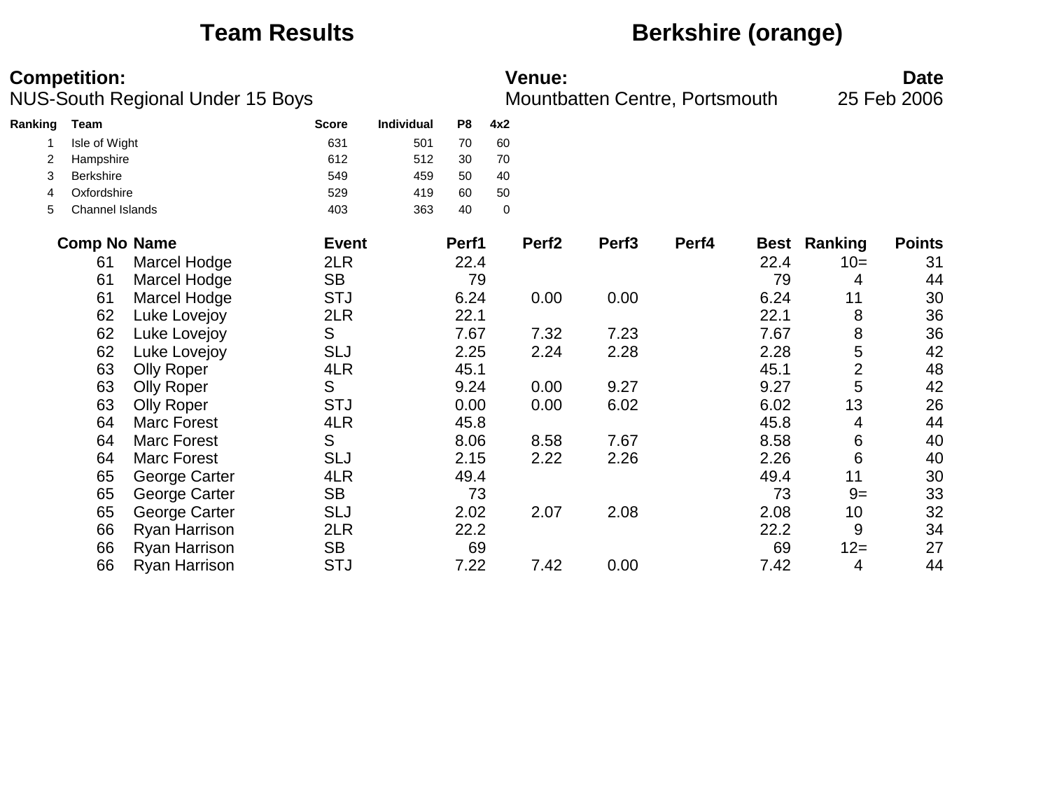# Team Results — Berkshire (orange)

**Competition:**
NUS-South Regional Under 15 Boys

**Venue:**
Mountbatten Centre, Portsmouth

**Date**
25 Feb 2006

| Ranking | Team | Score | Individual | P8 | 4x2 |
|---|---|---|---|---|---|
| 1 | Isle of Wight | 631 | 501 | 70 | 60 |
| 2 | Hampshire | 612 | 512 | 30 | 70 |
| 3 | Berkshire | 549 | 459 | 50 | 40 |
| 4 | Oxfordshire | 529 | 419 | 60 | 50 |
| 5 | Channel Islands | 403 | 363 | 40 | 0 |

| Comp No | Name | Event | Perf1 | Perf2 | Perf3 | Perf4 | Best | Ranking | Points |
|---|---|---|---|---|---|---|---|---|---|
| 61 | Marcel Hodge | 2LR | 22.4 | | | | 22.4 | 10= | 31 |
| 61 | Marcel Hodge | SB | 79 | | | | 79 | 4 | 44 |
| 61 | Marcel Hodge | STJ | 6.24 | 0.00 | 0.00 | | 6.24 | 11 | 30 |
| 62 | Luke Lovejoy | 2LR | 22.1 | | | | 22.1 | 8 | 36 |
| 62 | Luke Lovejoy | S | 7.67 | 7.32 | 7.23 | | 7.67 | 8 | 36 |
| 62 | Luke Lovejoy | SLJ | 2.25 | 2.24 | 2.28 | | 2.28 | 5 | 42 |
| 63 | Olly Roper | 4LR | 45.1 | | | | 45.1 | 2 | 48 |
| 63 | Olly Roper | S | 9.24 | 0.00 | 9.27 | | 9.27 | 5 | 42 |
| 63 | Olly Roper | STJ | 0.00 | 0.00 | 6.02 | | 6.02 | 13 | 26 |
| 64 | Marc Forest | 4LR | 45.8 | | | | 45.8 | 4 | 44 |
| 64 | Marc Forest | S | 8.06 | 8.58 | 7.67 | | 8.58 | 6 | 40 |
| 64 | Marc Forest | SLJ | 2.15 | 2.22 | 2.26 | | 2.26 | 6 | 40 |
| 65 | George Carter | 4LR | 49.4 | | | | 49.4 | 11 | 30 |
| 65 | George Carter | SB | 73 | | | | 73 | 9= | 33 |
| 65 | George Carter | SLJ | 2.02 | 2.07 | 2.08 | | 2.08 | 10 | 32 |
| 66 | Ryan Harrison | 2LR | 22.2 | | | | 22.2 | 9 | 34 |
| 66 | Ryan Harrison | SB | 69 | | | | 69 | 12= | 27 |
| 66 | Ryan Harrison | STJ | 7.22 | 7.42 | 0.00 | | 7.42 | 4 | 44 |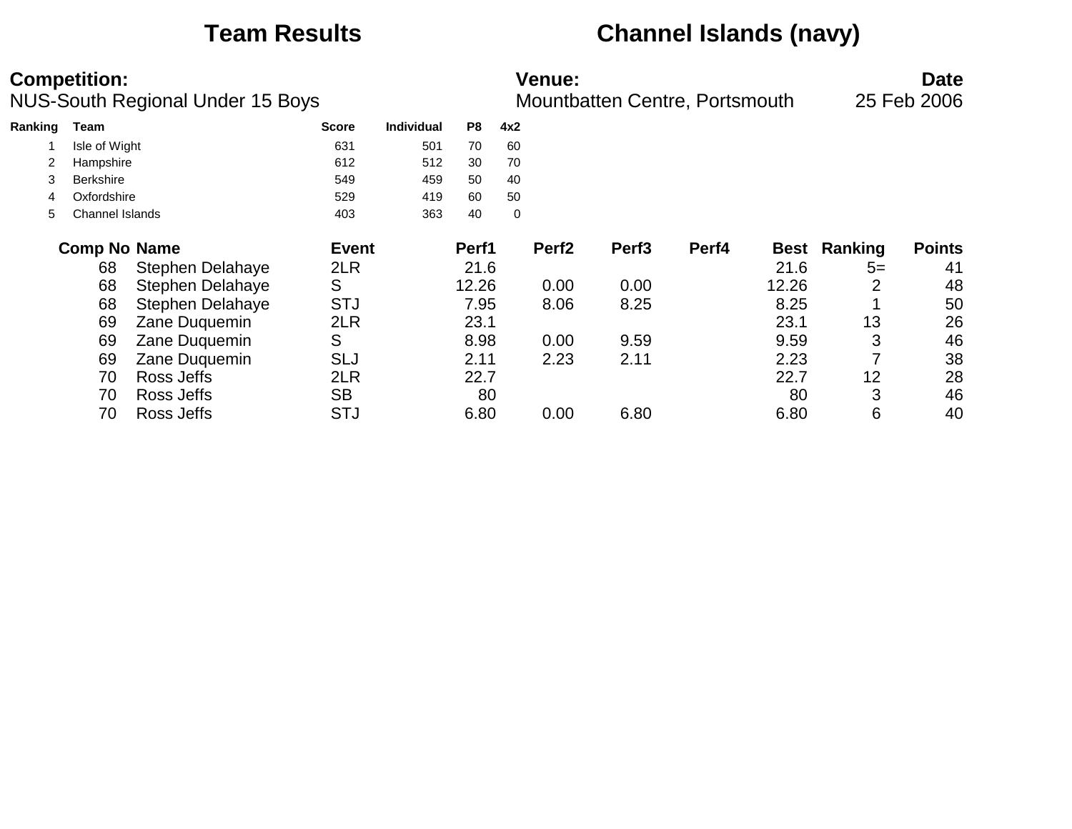# Team Results — Channel Islands (navy)

**Competition:** NUS-South Regional Under 15 Boys

**Venue:** Mountbatten Centre, Portsmouth

**Date:** 25 Feb 2006

| Ranking | Team | Score | Individual | P8 | 4x2 |
|---|---|---|---|---|---|
| 1 | Isle of Wight | 631 | 501 | 70 | 60 |
| 2 | Hampshire | 612 | 512 | 30 | 70 |
| 3 | Berkshire | 549 | 459 | 50 | 40 |
| 4 | Oxfordshire | 529 | 419 | 60 | 50 |
| 5 | Channel Islands | 403 | 363 | 40 | 0 |

| Comp No | Name | Event | Perf1 | Perf2 | Perf3 | Perf4 | Best | Ranking | Points |
|---|---|---|---|---|---|---|---|---|---|
| 68 | Stephen Delahaye | 2LR | 21.6 | | | | 21.6 | 5= | 41 |
| 68 | Stephen Delahaye | S | 12.26 | 0.00 | 0.00 | | 12.26 | 2 | 48 |
| 68 | Stephen Delahaye | STJ | 7.95 | 8.06 | 8.25 | | 8.25 | 1 | 50 |
| 69 | Zane Duquemin | 2LR | 23.1 | | | | 23.1 | 13 | 26 |
| 69 | Zane Duquemin | S | 8.98 | 0.00 | 9.59 | | 9.59 | 3 | 46 |
| 69 | Zane Duquemin | SLJ | 2.11 | 2.23 | 2.11 | | 2.23 | 7 | 38 |
| 70 | Ross Jeffs | 2LR | 22.7 | | | | 22.7 | 12 | 28 |
| 70 | Ross Jeffs | SB | 80 | | | | 80 | 3 | 46 |
| 70 | Ross Jeffs | STJ | 6.80 | 0.00 | 6.80 | | 6.80 | 6 | 40 |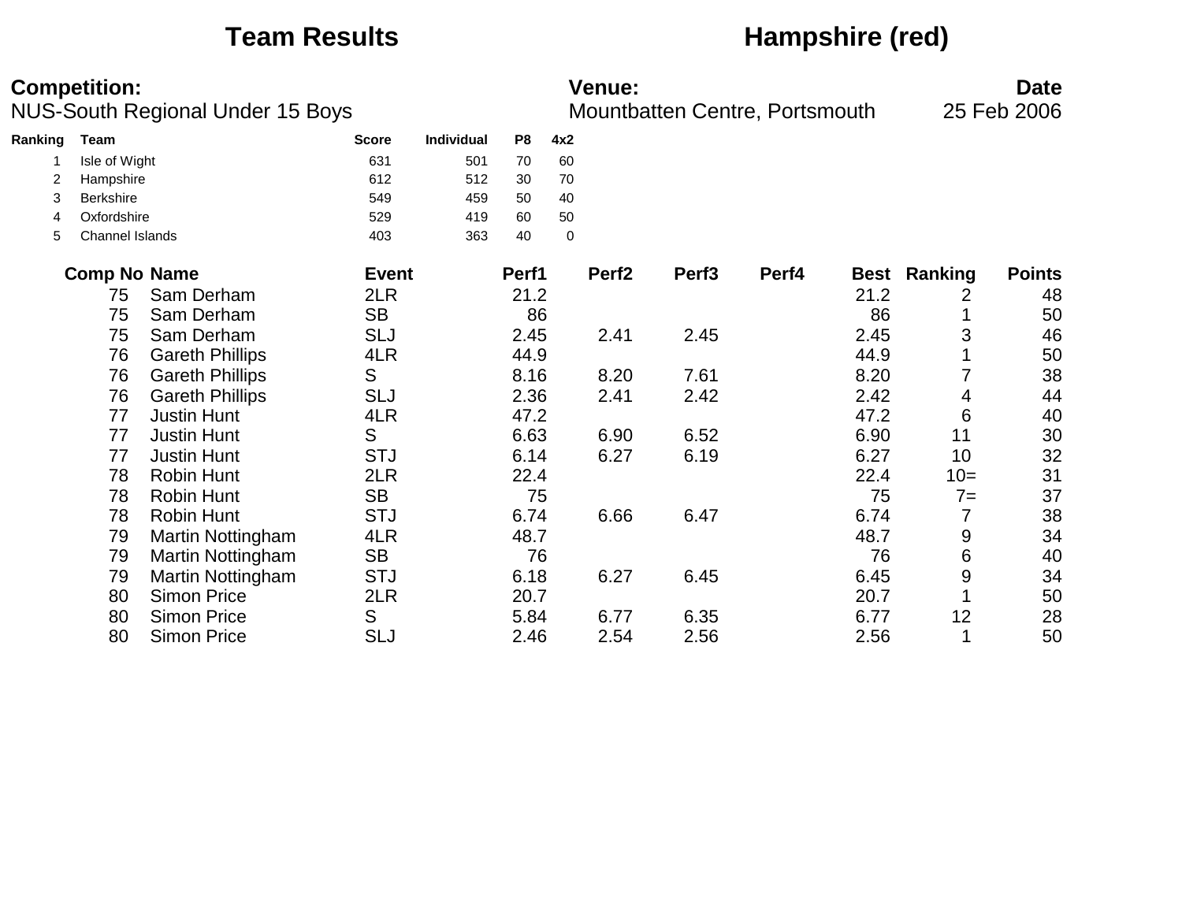# Team Results

# Hampshire (red)

**Competition:**
NUS-South Regional Under 15 Boys

**Venue:**
Mountbatten Centre, Portsmouth

**Date**
25 Feb 2006

| Ranking | Team | Score | Individual | P8 | 4x2 |
|---|---|---|---|---|---|
| 1 | Isle of Wight | 631 | 501 | 70 | 60 |
| 2 | Hampshire | 612 | 512 | 30 | 70 |
| 3 | Berkshire | 549 | 459 | 50 | 40 |
| 4 | Oxfordshire | 529 | 419 | 60 | 50 |
| 5 | Channel Islands | 403 | 363 | 40 | 0 |

| Comp No | Name | Event | Perf1 | Perf2 | Perf3 | Perf4 | Best | Ranking | Points |
|---|---|---|---|---|---|---|---|---|---|
| 75 | Sam Derham | 2LR | 21.2 | | | | 21.2 | 2 | 48 |
| 75 | Sam Derham | SB | 86 | | | | 86 | 1 | 50 |
| 75 | Sam Derham | SLJ | 2.45 | 2.41 | 2.45 | | 2.45 | 3 | 46 |
| 76 | Gareth Phillips | 4LR | 44.9 | | | | 44.9 | 1 | 50 |
| 76 | Gareth Phillips | S | 8.16 | 8.20 | 7.61 | | 8.20 | 7 | 38 |
| 76 | Gareth Phillips | SLJ | 2.36 | 2.41 | 2.42 | | 2.42 | 4 | 44 |
| 77 | Justin Hunt | 4LR | 47.2 | | | | 47.2 | 6 | 40 |
| 77 | Justin Hunt | S | 6.63 | 6.90 | 6.52 | | 6.90 | 11 | 30 |
| 77 | Justin Hunt | STJ | 6.14 | 6.27 | 6.19 | | 6.27 | 10 | 32 |
| 78 | Robin Hunt | 2LR | 22.4 | | | | 22.4 | 10= | 31 |
| 78 | Robin Hunt | SB | 75 | | | | 75 | 7= | 37 |
| 78 | Robin Hunt | STJ | 6.74 | 6.66 | 6.47 | | 6.74 | 7 | 38 |
| 79 | Martin Nottingham | 4LR | 48.7 | | | | 48.7 | 9 | 34 |
| 79 | Martin Nottingham | SB | 76 | | | | 76 | 6 | 40 |
| 79 | Martin Nottingham | STJ | 6.18 | 6.27 | 6.45 | | 6.45 | 9 | 34 |
| 80 | Simon Price | 2LR | 20.7 | | | | 20.7 | 1 | 50 |
| 80 | Simon Price | S | 5.84 | 6.77 | 6.35 | | 6.77 | 12 | 28 |
| 80 | Simon Price | SLJ | 2.46 | 2.54 | 2.56 | | 2.56 | 1 | 50 |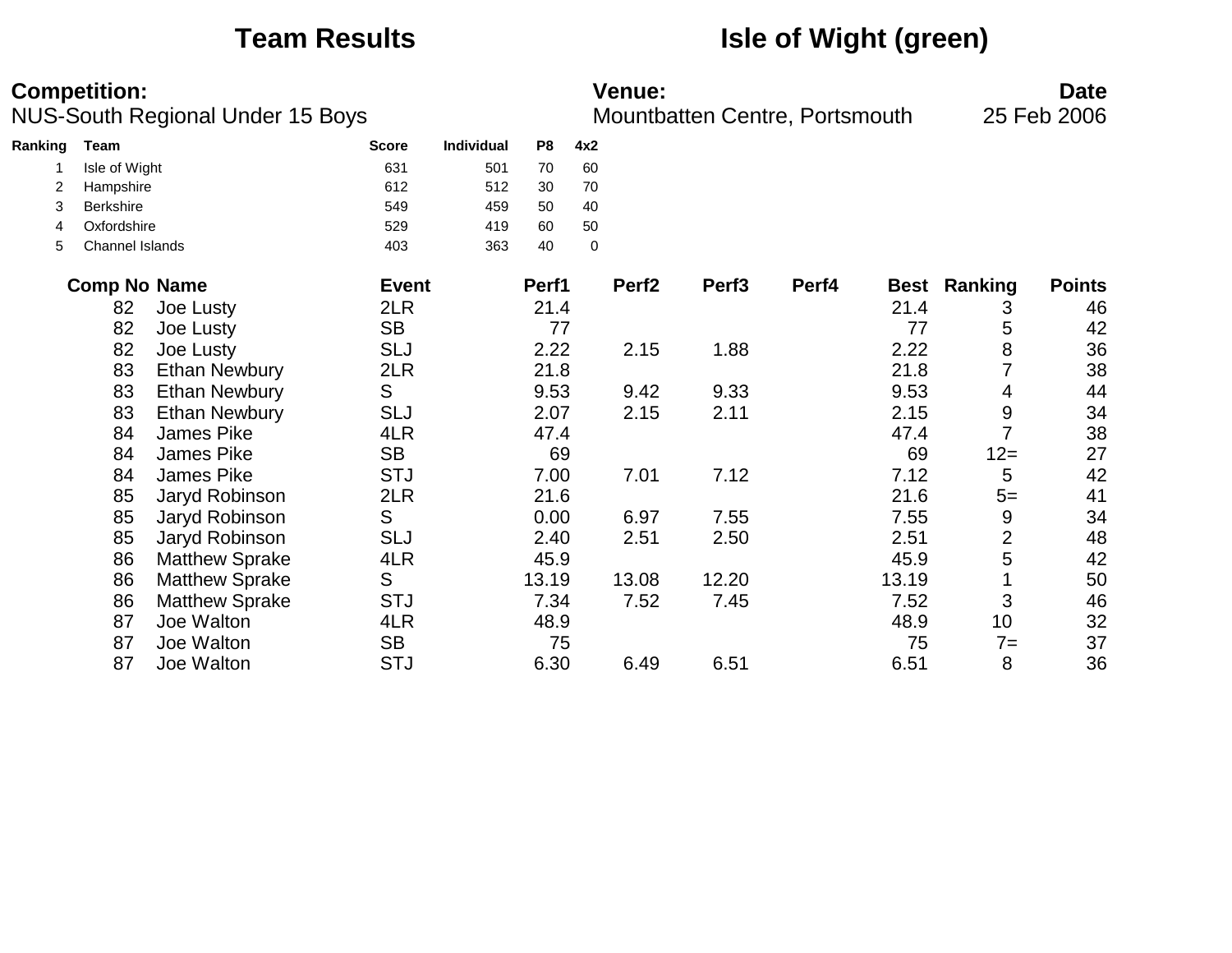# Team Results — Isle of Wight (green)

**Competition:** NUS-South Regional Under 15 Boys

**Venue:** Mountbatten Centre, Portsmouth

**Date:** 25 Feb 2006

| Ranking | Team | Score | Individual | P8 | 4x2 |
|---|---|---|---|---|---|
| 1 | Isle of Wight | 631 | 501 | 70 | 60 |
| 2 | Hampshire | 612 | 512 | 30 | 70 |
| 3 | Berkshire | 549 | 459 | 50 | 40 |
| 4 | Oxfordshire | 529 | 419 | 60 | 50 |
| 5 | Channel Islands | 403 | 363 | 40 | 0 |

| Comp No | Name | Event | Perf1 | Perf2 | Perf3 | Perf4 | Best | Ranking | Points |
|---|---|---|---|---|---|---|---|---|---|
| 82 | Joe Lusty | 2LR | 21.4 | | | | 21.4 | 3 | 46 |
| 82 | Joe Lusty | SB | 77 | | | | 77 | 5 | 42 |
| 82 | Joe Lusty | SLJ | 2.22 | 2.15 | 1.88 | | 2.22 | 8 | 36 |
| 83 | Ethan Newbury | 2LR | 21.8 | | | | 21.8 | 7 | 38 |
| 83 | Ethan Newbury | S | 9.53 | 9.42 | 9.33 | | 9.53 | 4 | 44 |
| 83 | Ethan Newbury | SLJ | 2.07 | 2.15 | 2.11 | | 2.15 | 9 | 34 |
| 84 | James Pike | 4LR | 47.4 | | | | 47.4 | 7 | 38 |
| 84 | James Pike | SB | 69 | | | | 69 | 12= | 27 |
| 84 | James Pike | STJ | 7.00 | 7.01 | 7.12 | | 7.12 | 5 | 42 |
| 85 | Jaryd Robinson | 2LR | 21.6 | | | | 21.6 | 5= | 41 |
| 85 | Jaryd Robinson | S | 0.00 | 6.97 | 7.55 | | 7.55 | 9 | 34 |
| 85 | Jaryd Robinson | SLJ | 2.40 | 2.51 | 2.50 | | 2.51 | 2 | 48 |
| 86 | Matthew Sprake | 4LR | 45.9 | | | | 45.9 | 5 | 42 |
| 86 | Matthew Sprake | S | 13.19 | 13.08 | 12.20 | | 13.19 | 1 | 50 |
| 86 | Matthew Sprake | STJ | 7.34 | 7.52 | 7.45 | | 7.52 | 3 | 46 |
| 87 | Joe Walton | 4LR | 48.9 | | | | 48.9 | 10 | 32 |
| 87 | Joe Walton | SB | 75 | | | | 75 | 7= | 37 |
| 87 | Joe Walton | STJ | 6.30 | 6.49 | 6.51 | | 6.51 | 8 | 36 |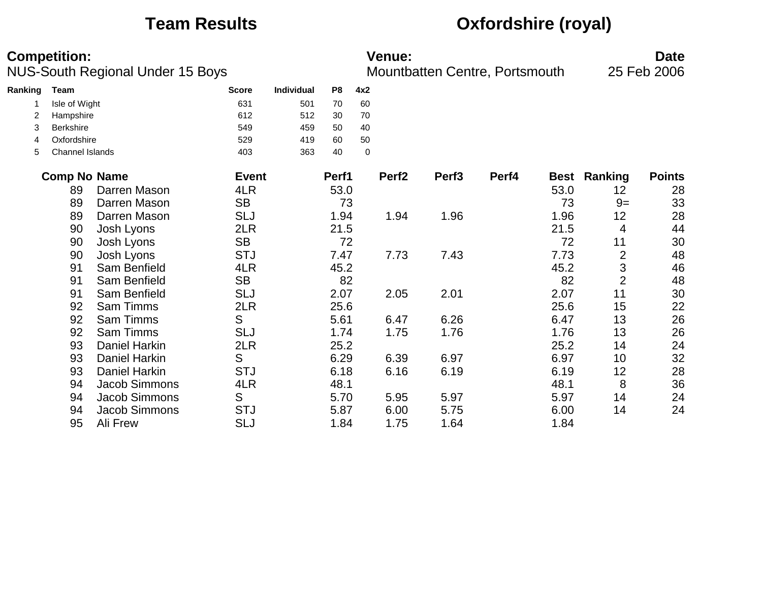# Team Results

# Oxfordshire (royal)

**Competition:**
NUS-South Regional Under 15 Boys

**Venue:**
Mountbatten Centre, Portsmouth

**Date**
25 Feb 2006

| Ranking | Team | Score | Individual | P8 | 4x2 |
|---|---|---|---|---|---|
| 1 | Isle of Wight | 631 | 501 | 70 | 60 |
| 2 | Hampshire | 612 | 512 | 30 | 70 |
| 3 | Berkshire | 549 | 459 | 50 | 40 |
| 4 | Oxfordshire | 529 | 419 | 60 | 50 |
| 5 | Channel Islands | 403 | 363 | 40 | 0 |

| Comp No | Name | Event | Perf1 | Perf2 | Perf3 | Perf4 | Best | Ranking | Points |
|---|---|---|---|---|---|---|---|---|---|
| 89 | Darren Mason | 4LR | 53.0 | | | | 53.0 | 12 | 28 |
| 89 | Darren Mason | SB | 73 | | | | 73 | 9= | 33 |
| 89 | Darren Mason | SLJ | 1.94 | 1.94 | 1.96 | | 1.96 | 12 | 28 |
| 90 | Josh Lyons | 2LR | 21.5 | | | | 21.5 | 4 | 44 |
| 90 | Josh Lyons | SB | 72 | | | | 72 | 11 | 30 |
| 90 | Josh Lyons | STJ | 7.47 | 7.73 | 7.43 | | 7.73 | 2 | 48 |
| 91 | Sam Benfield | 4LR | 45.2 | | | | 45.2 | 3 | 46 |
| 91 | Sam Benfield | SB | 82 | | | | 82 | 2 | 48 |
| 91 | Sam Benfield | SLJ | 2.07 | 2.05 | 2.01 | | 2.07 | 11 | 30 |
| 92 | Sam Timms | 2LR | 25.6 | | | | 25.6 | 15 | 22 |
| 92 | Sam Timms | S | 5.61 | 6.47 | 6.26 | | 6.47 | 13 | 26 |
| 92 | Sam Timms | SLJ | 1.74 | 1.75 | 1.76 | | 1.76 | 13 | 26 |
| 93 | Daniel Harkin | 2LR | 25.2 | | | | 25.2 | 14 | 24 |
| 93 | Daniel Harkin | S | 6.29 | 6.39 | 6.97 | | 6.97 | 10 | 32 |
| 93 | Daniel Harkin | STJ | 6.18 | 6.16 | 6.19 | | 6.19 | 12 | 28 |
| 94 | Jacob Simmons | 4LR | 48.1 | | | | 48.1 | 8 | 36 |
| 94 | Jacob Simmons | S | 5.70 | 5.95 | 5.97 | | 5.97 | 14 | 24 |
| 94 | Jacob Simmons | STJ | 5.87 | 6.00 | 5.75 | | 6.00 | 14 | 24 |
| 95 | Ali Frew | SLJ | 1.84 | 1.75 | 1.64 | | 1.84 | | |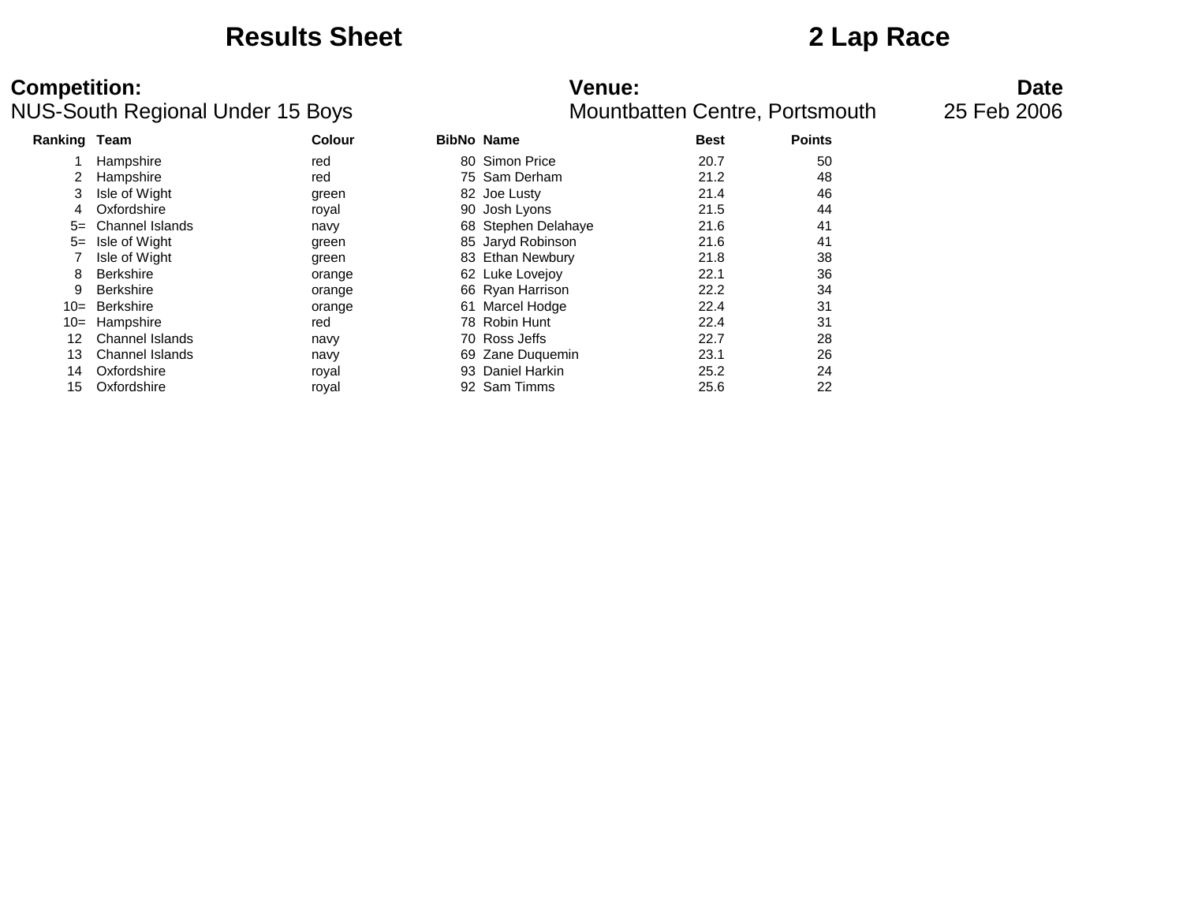# Results Sheet

# 2 Lap Race

**Competition:**
NUS-South Regional Under 15 Boys

**Venue:**
Mountbatten Centre, Portsmouth

**Date**
25 Feb 2006

| Ranking | Team | Colour | BibNo | Name | Best | Points |
|---|---|---|---|---|---|---|
| 1 | Hampshire | red | 80 | Simon Price | 20.7 | 50 |
| 2 | Hampshire | red | 75 | Sam Derham | 21.2 | 48 |
| 3 | Isle of Wight | green | 82 | Joe Lusty | 21.4 | 46 |
| 4 | Oxfordshire | royal | 90 | Josh Lyons | 21.5 | 44 |
| 5= | Channel Islands | navy | 68 | Stephen Delahaye | 21.6 | 41 |
| 5= | Isle of Wight | green | 85 | Jaryd Robinson | 21.6 | 41 |
| 7 | Isle of Wight | green | 83 | Ethan Newbury | 21.8 | 38 |
| 8 | Berkshire | orange | 62 | Luke Lovejoy | 22.1 | 36 |
| 9 | Berkshire | orange | 66 | Ryan Harrison | 22.2 | 34 |
| 10= | Berkshire | orange | 61 | Marcel Hodge | 22.4 | 31 |
| 10= | Hampshire | red | 78 | Robin Hunt | 22.4 | 31 |
| 12 | Channel Islands | navy | 70 | Ross Jeffs | 22.7 | 28 |
| 13 | Channel Islands | navy | 69 | Zane Duquemin | 23.1 | 26 |
| 14 | Oxfordshire | royal | 93 | Daniel Harkin | 25.2 | 24 |
| 15 | Oxfordshire | royal | 92 | Sam Timms | 25.6 | 22 |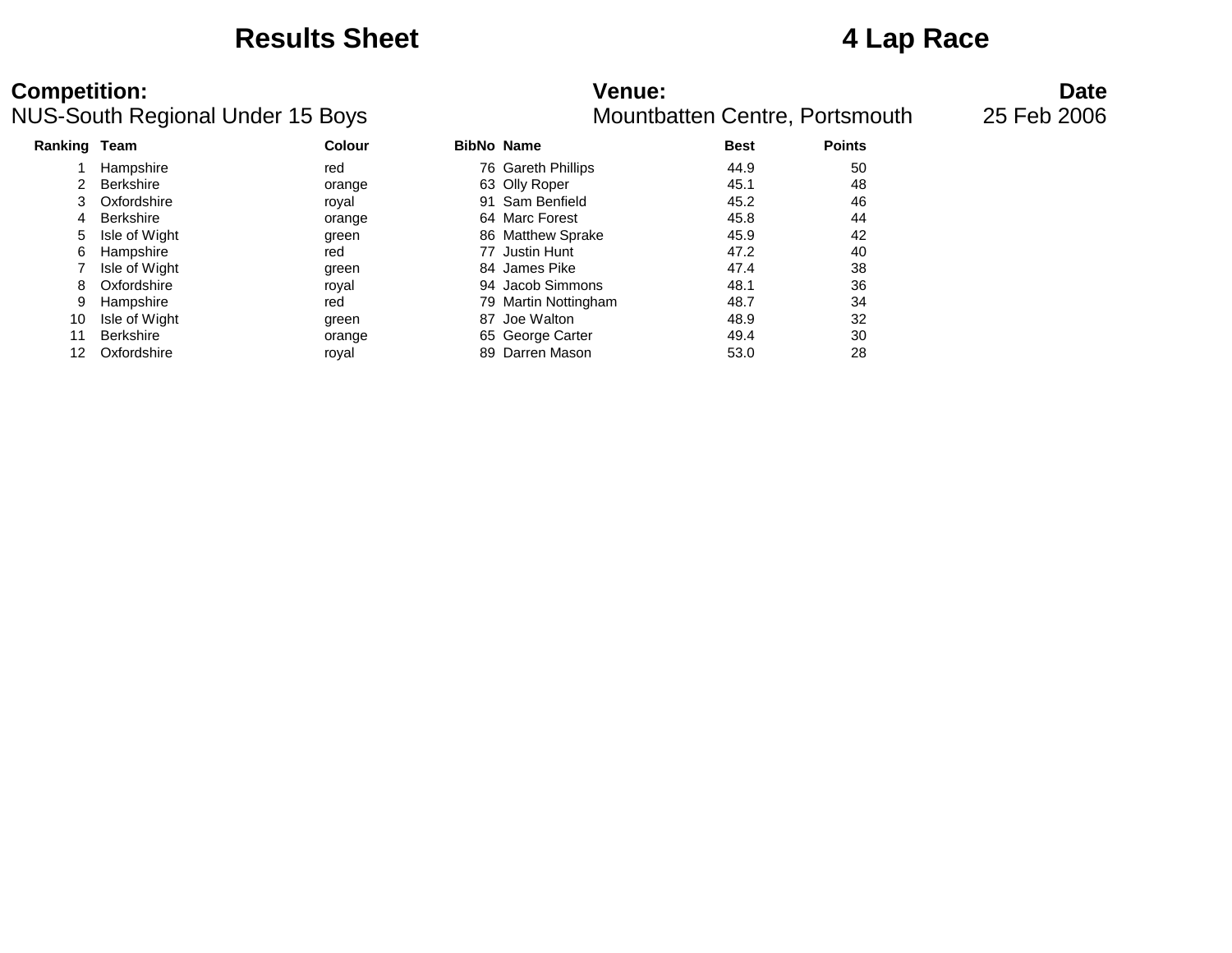# Results Sheet

# 4 Lap Race

**Competition:**
NUS-South Regional Under 15 Boys

**Venue:**
Mountbatten Centre, Portsmouth

**Date**
25 Feb 2006

| Ranking | Team | Colour | BibNo | Name | Best | Points |
|---|---|---|---|---|---|---|
| 1 | Hampshire | red | 76 | Gareth Phillips | 44.9 | 50 |
| 2 | Berkshire | orange | 63 | Olly Roper | 45.1 | 48 |
| 3 | Oxfordshire | royal | 91 | Sam Benfield | 45.2 | 46 |
| 4 | Berkshire | orange | 64 | Marc Forest | 45.8 | 44 |
| 5 | Isle of Wight | green | 86 | Matthew Sprake | 45.9 | 42 |
| 6 | Hampshire | red | 77 | Justin Hunt | 47.2 | 40 |
| 7 | Isle of Wight | green | 84 | James Pike | 47.4 | 38 |
| 8 | Oxfordshire | royal | 94 | Jacob Simmons | 48.1 | 36 |
| 9 | Hampshire | red | 79 | Martin Nottingham | 48.7 | 34 |
| 10 | Isle of Wight | green | 87 | Joe Walton | 48.9 | 32 |
| 11 | Berkshire | orange | 65 | George Carter | 49.4 | 30 |
| 12 | Oxfordshire | royal | 89 | Darren Mason | 53.0 | 28 |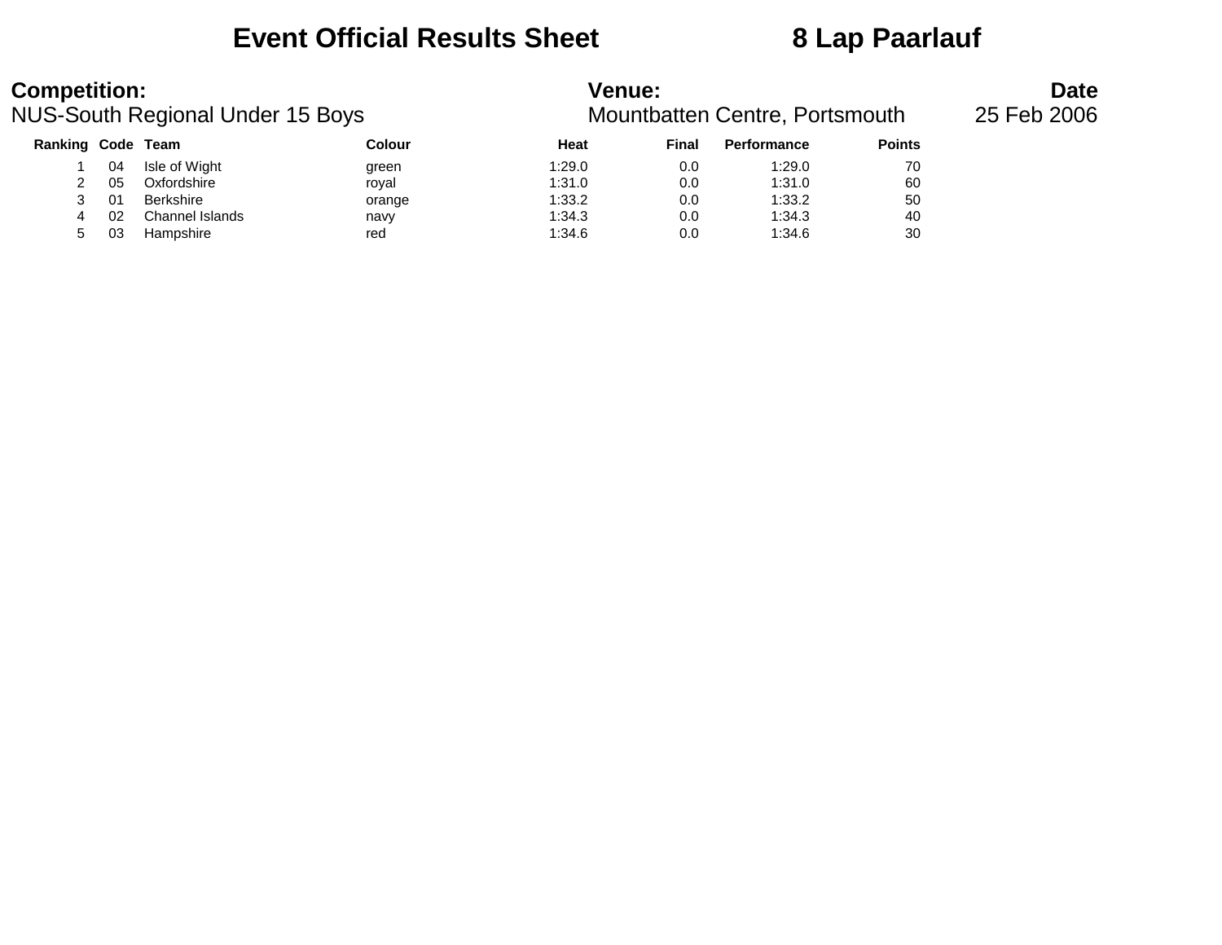# Event Official Results Sheet 8 Lap Paarlauf

**Competition:**
NUS-South Regional Under 15 Boys

**Venue:**
Mountbatten Centre, Portsmouth

**Date**
25 Feb 2006

| Ranking | Code | Team | Colour | Heat | Final | Performance | Points |
|---|---|---|---|---|---|---|---|
| 1 | 04 | Isle of Wight | green | 1:29.0 | 0.0 | 1:29.0 | 70 |
| 2 | 05 | Oxfordshire | royal | 1:31.0 | 0.0 | 1:31.0 | 60 |
| 3 | 01 | Berkshire | orange | 1:33.2 | 0.0 | 1:33.2 | 50 |
| 4 | 02 | Channel Islands | navy | 1:34.3 | 0.0 | 1:34.3 | 40 |
| 5 | 03 | Hampshire | red | 1:34.6 | 0.0 | 1:34.6 | 30 |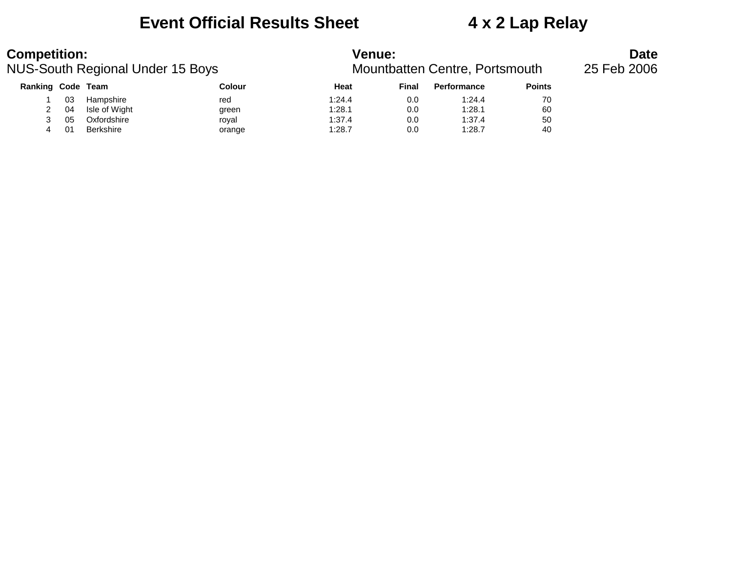# Event Official Results Sheet 4 x 2 Lap Relay

**Competition:**
NUS-South Regional Under 15 Boys

**Venue:**
Mountbatten Centre, Portsmouth

**Date**
25 Feb 2006

| Ranking | Code | Team | Colour | Heat | Final | Performance | Points |
|---|---|---|---|---|---|---|---|
| 1 | 03 | Hampshire | red | 1:24.4 | 0.0 | 1:24.4 | 70 |
| 2 | 04 | Isle of Wight | green | 1:28.1 | 0.0 | 1:28.1 | 60 |
| 3 | 05 | Oxfordshire | royal | 1:37.4 | 0.0 | 1:37.4 | 50 |
| 4 | 01 | Berkshire | orange | 1:28.7 | 0.0 | 1:28.7 | 40 |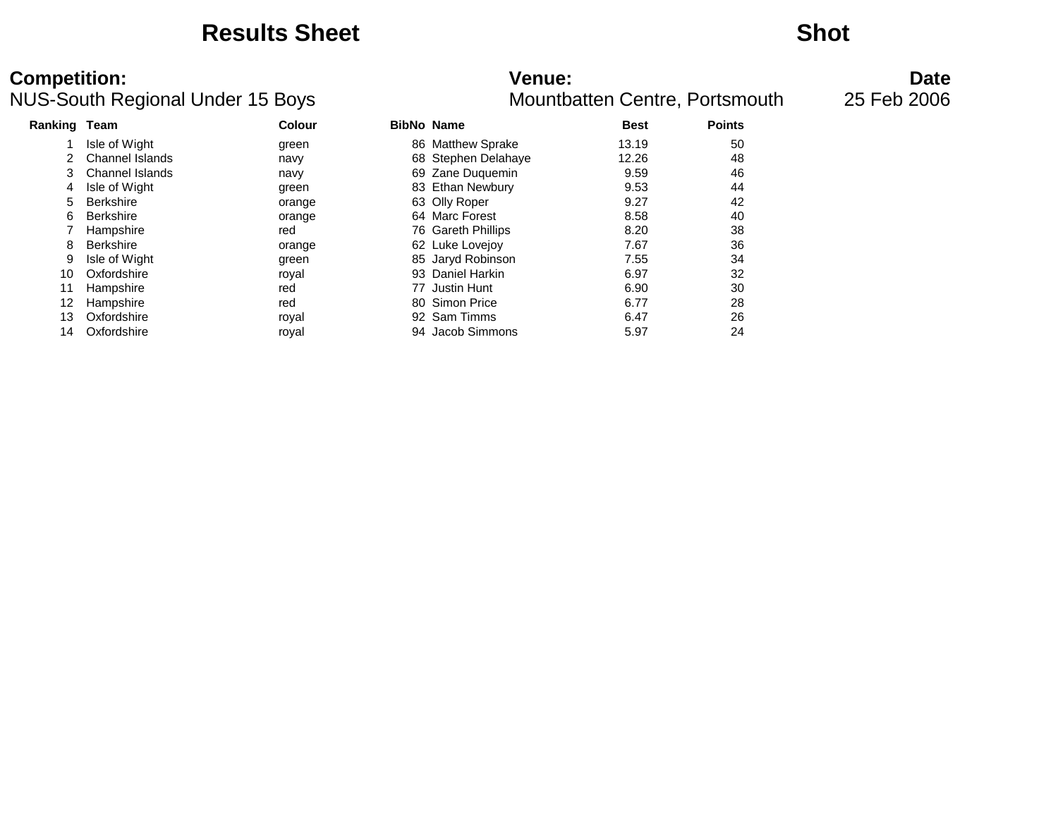# Results Sheet Shot

**Competition:** NUS-South Regional Under 15 Boys

**Venue:** Mountbatten Centre, Portsmouth

**Date** 25 Feb 2006

| Ranking | Team | Colour | BibNo | Name | Best | Points |
|---|---|---|---|---|---|---|
| 1 | Isle of Wight | green | 86 | Matthew Sprake | 13.19 | 50 |
| 2 | Channel Islands | navy | 68 | Stephen Delahaye | 12.26 | 48 |
| 3 | Channel Islands | navy | 69 | Zane Duquemin | 9.59 | 46 |
| 4 | Isle of Wight | green | 83 | Ethan Newbury | 9.53 | 44 |
| 5 | Berkshire | orange | 63 | Olly Roper | 9.27 | 42 |
| 6 | Berkshire | orange | 64 | Marc Forest | 8.58 | 40 |
| 7 | Hampshire | red | 76 | Gareth Phillips | 8.20 | 38 |
| 8 | Berkshire | orange | 62 | Luke Lovejoy | 7.67 | 36 |
| 9 | Isle of Wight | green | 85 | Jaryd Robinson | 7.55 | 34 |
| 10 | Oxfordshire | royal | 93 | Daniel Harkin | 6.97 | 32 |
| 11 | Hampshire | red | 77 | Justin Hunt | 6.90 | 30 |
| 12 | Hampshire | red | 80 | Simon Price | 6.77 | 28 |
| 13 | Oxfordshire | royal | 92 | Sam Timms | 6.47 | 26 |
| 14 | Oxfordshire | royal | 94 | Jacob Simmons | 5.97 | 24 |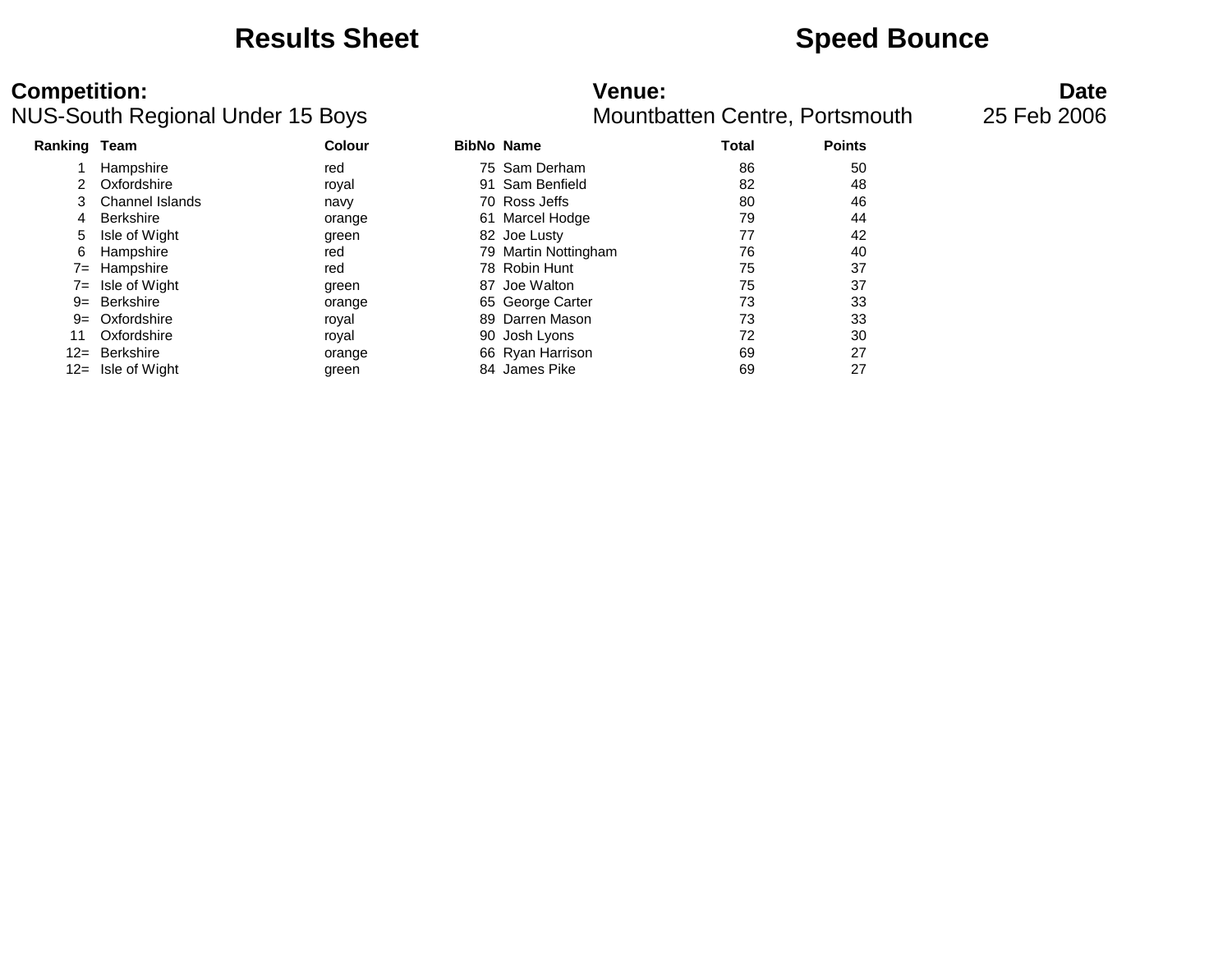# Results Sheet

# Speed Bounce

**Competition:**
NUS-South Regional Under 15 Boys

**Venue:**
Mountbatten Centre, Portsmouth

**Date**
25 Feb 2006

| Ranking | Team | Colour | BibNo | Name | Total | Points |
|---|---|---|---|---|---|---|
| 1 | Hampshire | red | 75 | Sam Derham | 86 | 50 |
| 2 | Oxfordshire | royal | 91 | Sam Benfield | 82 | 48 |
| 3 | Channel Islands | navy | 70 | Ross Jeffs | 80 | 46 |
| 4 | Berkshire | orange | 61 | Marcel Hodge | 79 | 44 |
| 5 | Isle of Wight | green | 82 | Joe Lusty | 77 | 42 |
| 6 | Hampshire | red | 79 | Martin Nottingham | 76 | 40 |
| 7= | Hampshire | red | 78 | Robin Hunt | 75 | 37 |
| 7= | Isle of Wight | green | 87 | Joe Walton | 75 | 37 |
| 9= | Berkshire | orange | 65 | George Carter | 73 | 33 |
| 9= | Oxfordshire | royal | 89 | Darren Mason | 73 | 33 |
| 11 | Oxfordshire | royal | 90 | Josh Lyons | 72 | 30 |
| 12= | Berkshire | orange | 66 | Ryan Harrison | 69 | 27 |
| 12= | Isle of Wight | green | 84 | James Pike | 69 | 27 |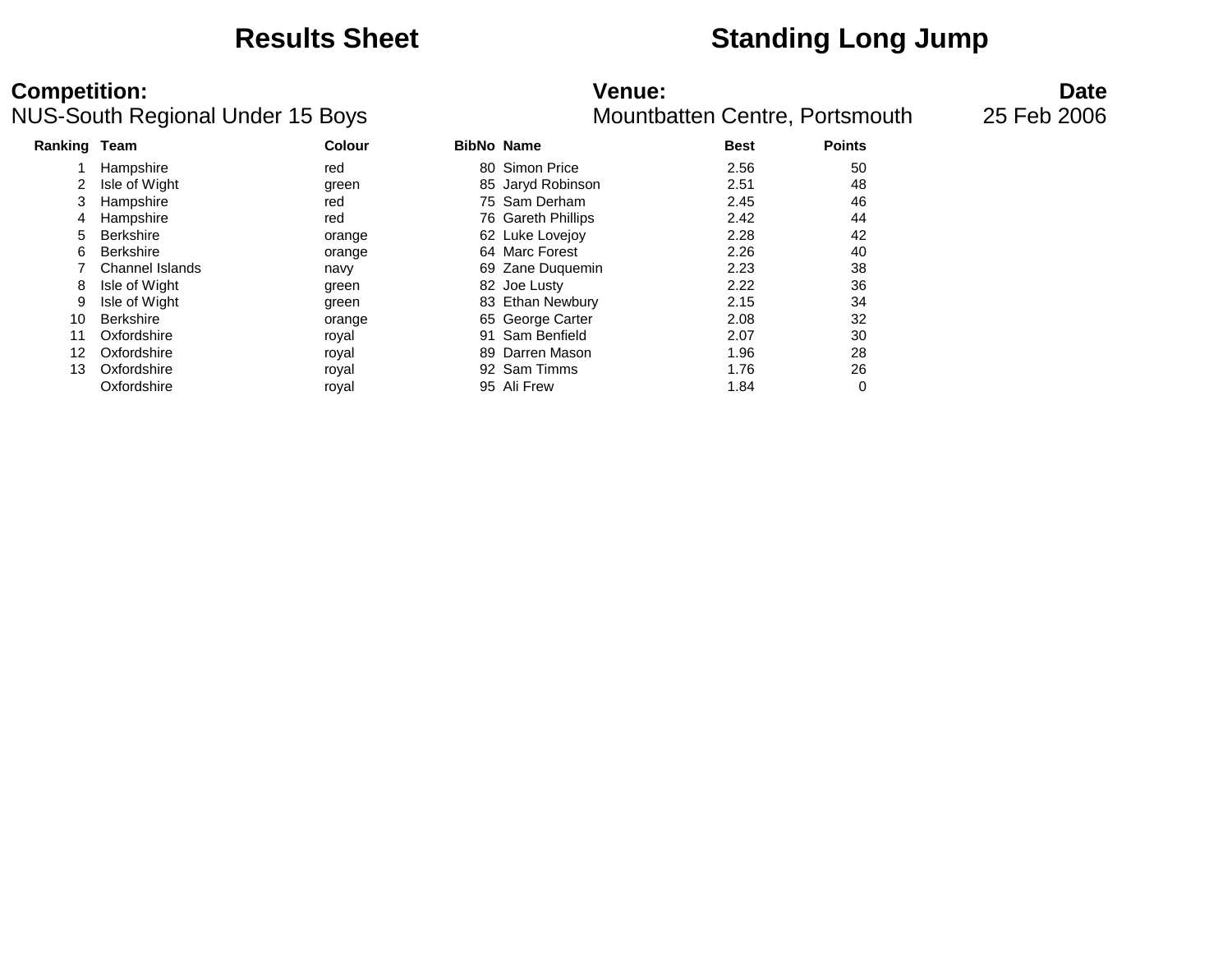# Results Sheet

# Standing Long Jump

**Competition:**
NUS-South Regional Under 15 Boys

**Venue:**
Mountbatten Centre, Portsmouth

**Date**
25 Feb 2006

| Ranking | Team | Colour | BibNo | Name | Best | Points |
|---|---|---|---|---|---|---|
| 1 | Hampshire | red | 80 | Simon Price | 2.56 | 50 |
| 2 | Isle of Wight | green | 85 | Jaryd Robinson | 2.51 | 48 |
| 3 | Hampshire | red | 75 | Sam Derham | 2.45 | 46 |
| 4 | Hampshire | red | 76 | Gareth Phillips | 2.42 | 44 |
| 5 | Berkshire | orange | 62 | Luke Lovejoy | 2.28 | 42 |
| 6 | Berkshire | orange | 64 | Marc Forest | 2.26 | 40 |
| 7 | Channel Islands | navy | 69 | Zane Duquemin | 2.23 | 38 |
| 8 | Isle of Wight | green | 82 | Joe Lusty | 2.22 | 36 |
| 9 | Isle of Wight | green | 83 | Ethan Newbury | 2.15 | 34 |
| 10 | Berkshire | orange | 65 | George Carter | 2.08 | 32 |
| 11 | Oxfordshire | royal | 91 | Sam Benfield | 2.07 | 30 |
| 12 | Oxfordshire | royal | 89 | Darren Mason | 1.96 | 28 |
| 13 | Oxfordshire | royal | 92 | Sam Timms | 1.76 | 26 |
| | Oxfordshire | royal | 95 | Ali Frew | 1.84 | 0 |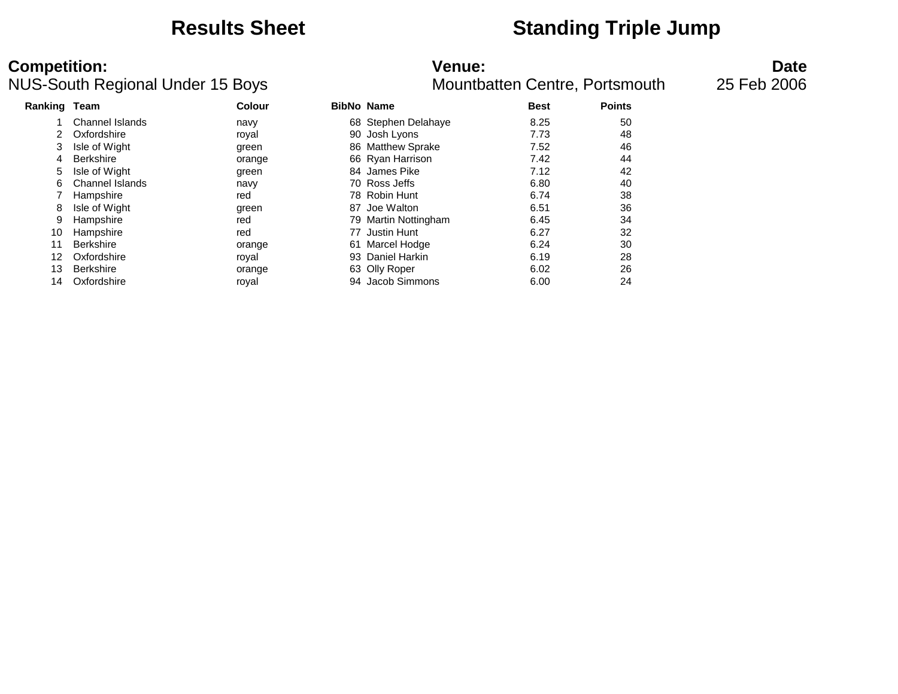# Results Sheet

# Standing Triple Jump

**Competition:**
NUS-South Regional Under 15 Boys

**Venue:**
Mountbatten Centre, Portsmouth

**Date**
25 Feb 2006

| Ranking | Team | Colour | BibNo | Name | Best | Points |
|---|---|---|---|---|---|---|
| 1 | Channel Islands | navy | 68 | Stephen Delahaye | 8.25 | 50 |
| 2 | Oxfordshire | royal | 90 | Josh Lyons | 7.73 | 48 |
| 3 | Isle of Wight | green | 86 | Matthew Sprake | 7.52 | 46 |
| 4 | Berkshire | orange | 66 | Ryan Harrison | 7.42 | 44 |
| 5 | Isle of Wight | green | 84 | James Pike | 7.12 | 42 |
| 6 | Channel Islands | navy | 70 | Ross Jeffs | 6.80 | 40 |
| 7 | Hampshire | red | 78 | Robin Hunt | 6.74 | 38 |
| 8 | Isle of Wight | green | 87 | Joe Walton | 6.51 | 36 |
| 9 | Hampshire | red | 79 | Martin Nottingham | 6.45 | 34 |
| 10 | Hampshire | red | 77 | Justin Hunt | 6.27 | 32 |
| 11 | Berkshire | orange | 61 | Marcel Hodge | 6.24 | 30 |
| 12 | Oxfordshire | royal | 93 | Daniel Harkin | 6.19 | 28 |
| 13 | Berkshire | orange | 63 | Olly Roper | 6.02 | 26 |
| 14 | Oxfordshire | royal | 94 | Jacob Simmons | 6.00 | 24 |